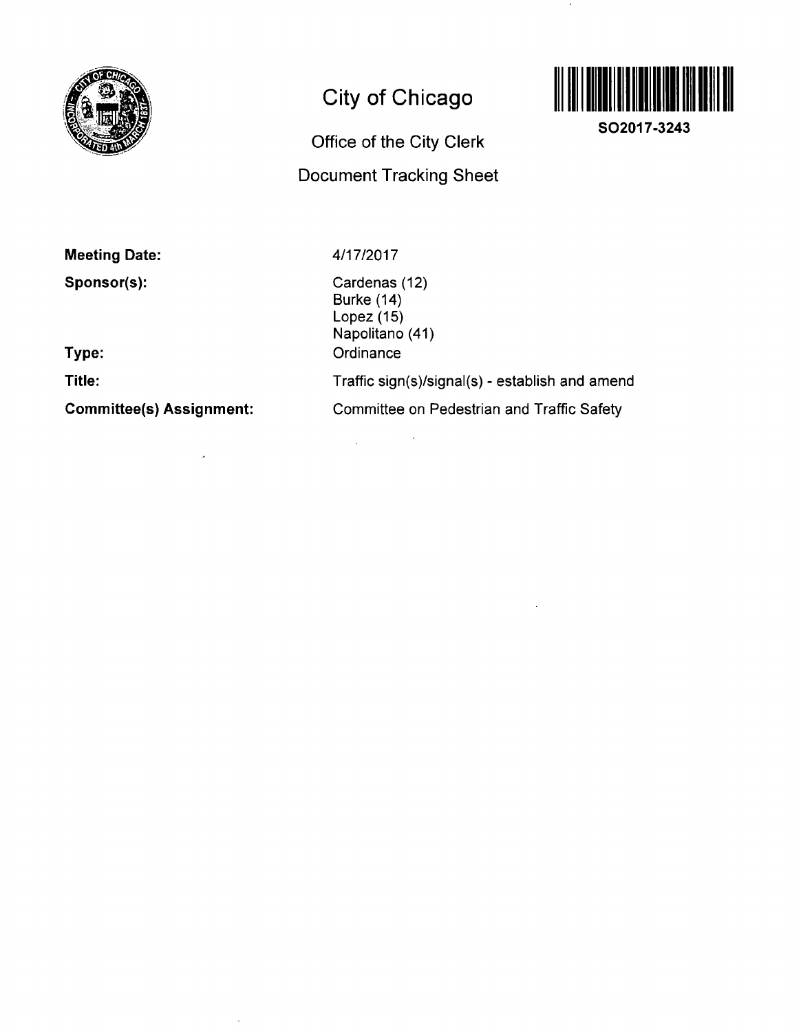# City of Chicago

## Office of the City Clerk

## Document Tracking Sheet

SO2017-3243

**Meeting Date:** 4/17/2017

**Sponsor(s):** Cardenas (12)
Burke (14)
Lopez (15)
Napolitano (41)

**Type:** Ordinance

**Title:** Traffic sign(s)/signal(s) - establish and amend

**Committee(s) Assignment:** Committee on Pedestrian and Traffic Safety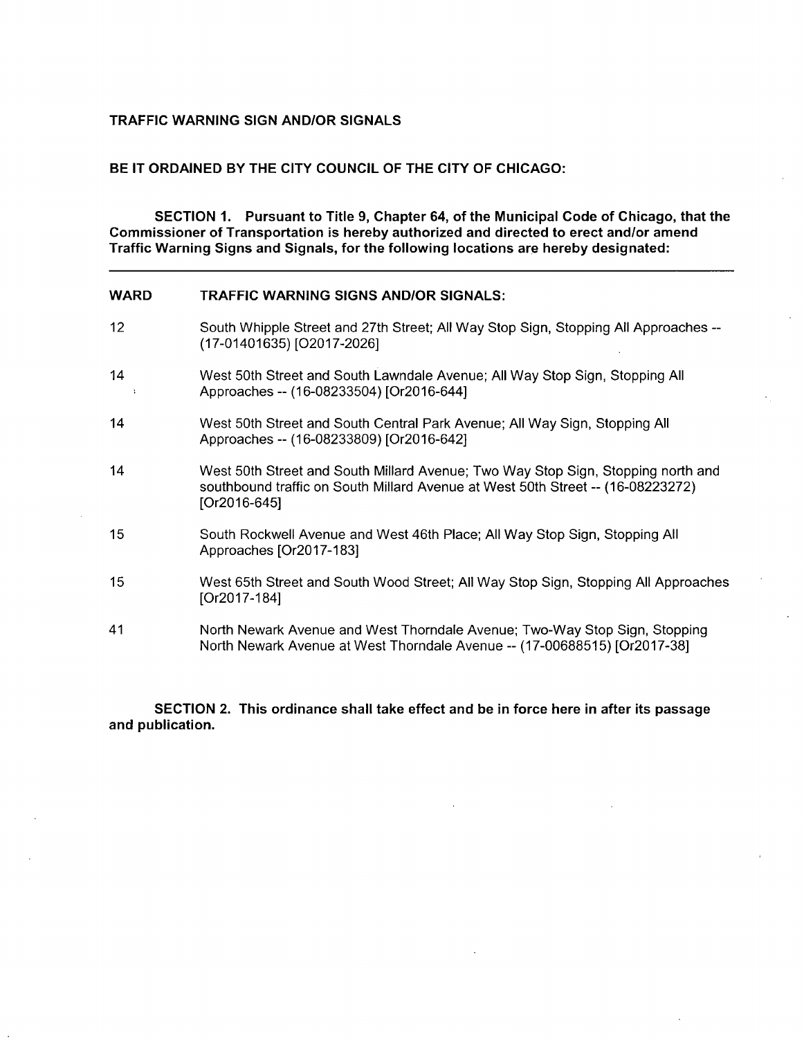**TRAFFIC WARNING SIGN AND/OR SIGNALS**

**BE IT ORDAINED BY THE CITY COUNCIL OF THE CITY OF CHICAGO:**

**SECTION 1. Pursuant to Title 9, Chapter 64, of the Municipal Code of Chicago, that the Commissioner of Transportation is hereby authorized and directed to erect and/or amend Traffic Warning Signs and Signals, for the following locations are hereby designated:**

| WARD | TRAFFIC WARNING SIGNS AND/OR SIGNALS: |
|---|---|
| 12 | South Whipple Street and 27th Street; All Way Stop Sign, Stopping All Approaches -- (17-01401635) [O2017-2026] |
| 14 | West 50th Street and South Lawndale Avenue; All Way Stop Sign, Stopping All Approaches -- (16-08233504) [Or2016-644] |
| 14 | West 50th Street and South Central Park Avenue; All Way Sign, Stopping All Approaches -- (16-08233809) [Or2016-642] |
| 14 | West 50th Street and South Millard Avenue; Two Way Stop Sign, Stopping north and southbound traffic on South Millard Avenue at West 50th Street -- (16-08223272) [Or2016-645] |
| 15 | South Rockwell Avenue and West 46th Place; All Way Stop Sign, Stopping All Approaches [Or2017-183] |
| 15 | West 65th Street and South Wood Street; All Way Stop Sign, Stopping All Approaches [Or2017-184] |
| 41 | North Newark Avenue and West Thorndale Avenue; Two-Way Stop Sign, Stopping North Newark Avenue at West Thorndale Avenue -- (17-00688515) [Or2017-38] |

**SECTION 2. This ordinance shall take effect and be in force here in after its passage and publication.**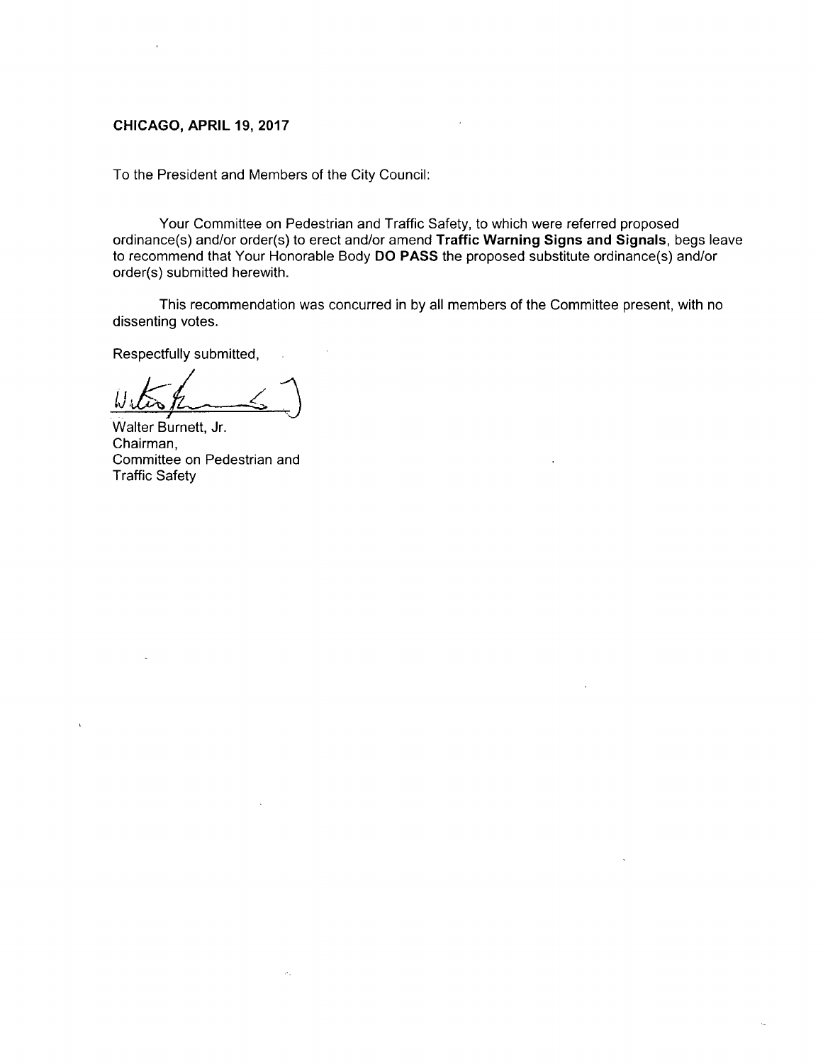**CHICAGO, APRIL 19, 2017**

To the President and Members of the City Council:

Your Committee on Pedestrian and Traffic Safety, to which were referred proposed ordinance(s) and/or order(s) to erect and/or amend **Traffic Warning Signs and Signals**, begs leave to recommend that Your Honorable Body **DO PASS** the proposed substitute ordinance(s) and/or order(s) submitted herewith.

This recommendation was concurred in by all members of the Committee present, with no dissenting votes.

Respectfully submitted,

Walter Burnett, Jr.
Chairman,
Committee on Pedestrian and
Traffic Safety